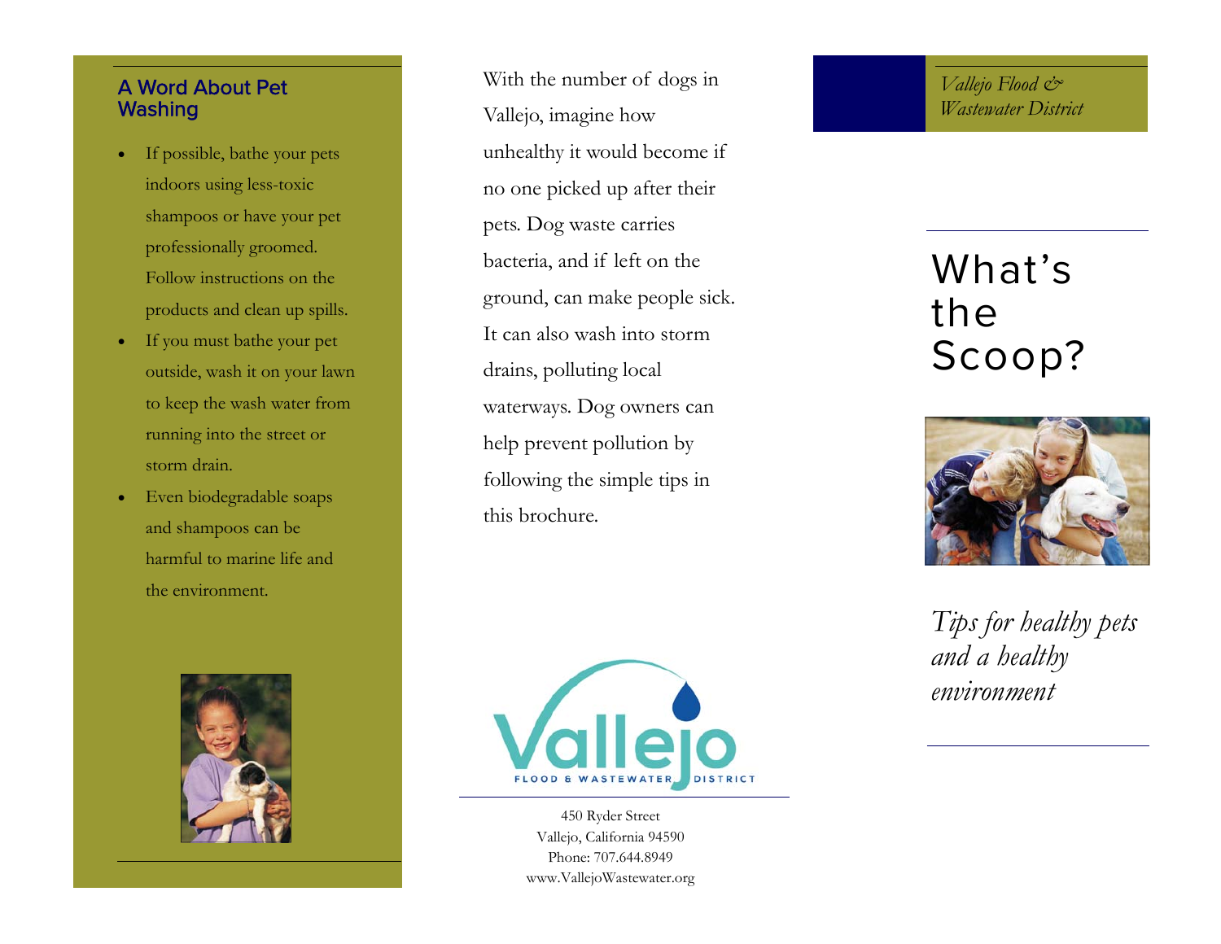## A Word About Pet Washing

- If possible, bathe your pets indoors using less-toxic shampoos or have your pet professionally groomed. Follow instructions on the products and clean up spills.
- If you must bathe your pet outside, wash it on your lawn to keep the wash water from running into the street or storm drain.
- Even biodegradable soaps and shampoos can be harmful to marine life and the environment.

With the number of dogs in Vallejo, imagine how unhealthy it would become if no one picked up after their pets. Dog waste carries bacteria, and if left on the ground, can make people sick. It can also wash into storm drains, polluting local waterways. Dog owners can help prevent pollution by following the simple tips in this brochure.

Vallejo FLOOD & WASTEWATER DISTRICT

450 Ryder Street
Vallejo, California 94590
Phone: 707.644.8949
www.VallejoWastewater.org

*Vallejo Flood & Wastewater District*

# What's the Scoop?

*Tips for healthy pets and a healthy environment*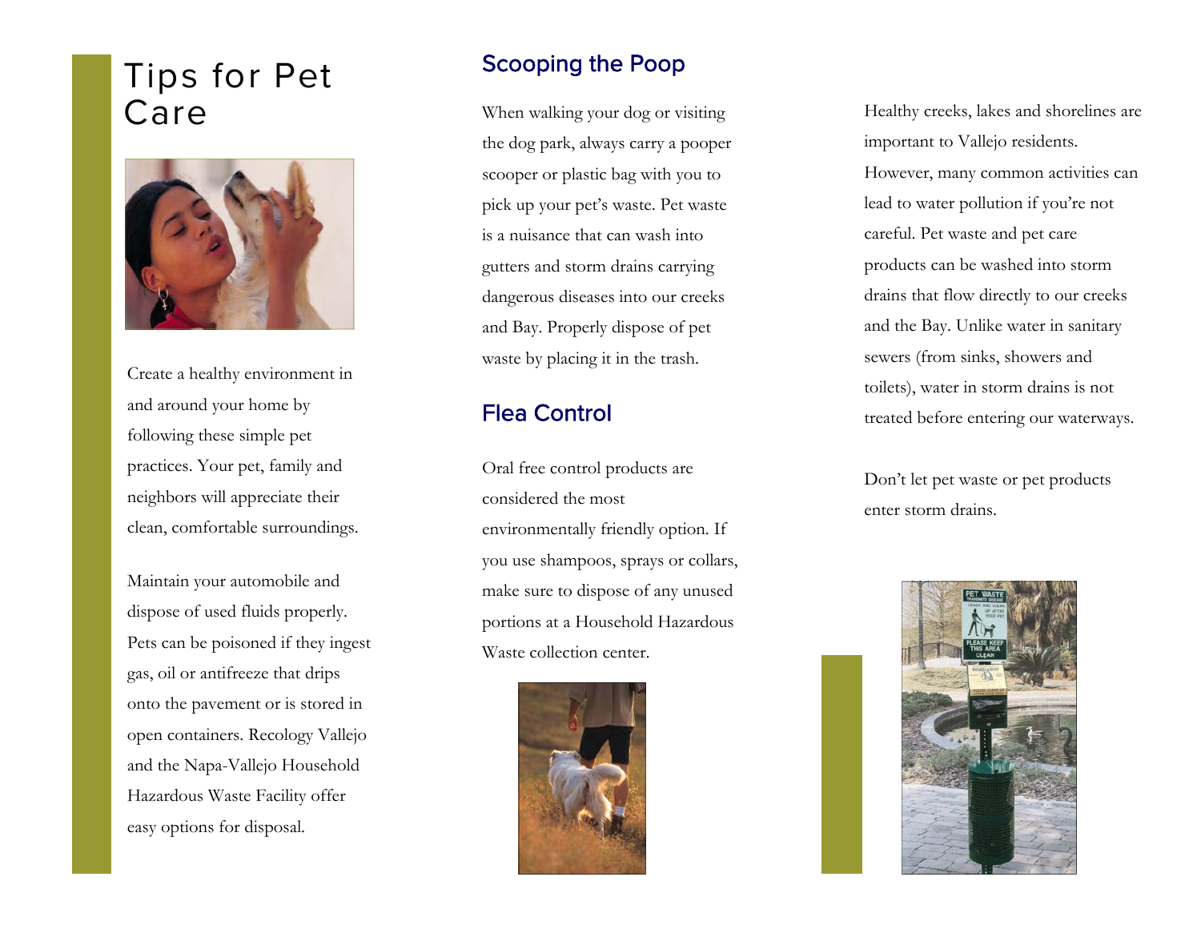# Tips for Pet Care

Create a healthy environment in and around your home by following these simple pet practices. Your pet, family and neighbors will appreciate their clean, comfortable surroundings.

Maintain your automobile and dispose of used fluids properly. Pets can be poisoned if they ingest gas, oil or antifreeze that drips onto the pavement or is stored in open containers. Recology Vallejo and the Napa-Vallejo Household Hazardous Waste Facility offer easy options for disposal.

## Scooping the Poop

When walking your dog or visiting the dog park, always carry a pooper scooper or plastic bag with you to pick up your pet's waste. Pet waste is a nuisance that can wash into gutters and storm drains carrying dangerous diseases into our creeks and Bay. Properly dispose of pet waste by placing it in the trash.

## Flea Control

Oral free control products are considered the most environmentally friendly option. If you use shampoos, sprays or collars, make sure to dispose of any unused portions at a Household Hazardous Waste collection center.

Healthy creeks, lakes and shorelines are important to Vallejo residents. However, many common activities can lead to water pollution if you're not careful. Pet waste and pet care products can be washed into storm drains that flow directly to our creeks and the Bay. Unlike water in sanitary sewers (from sinks, showers and toilets), water in storm drains is not treated before entering our waterways.

Don't let pet waste or pet products enter storm drains.